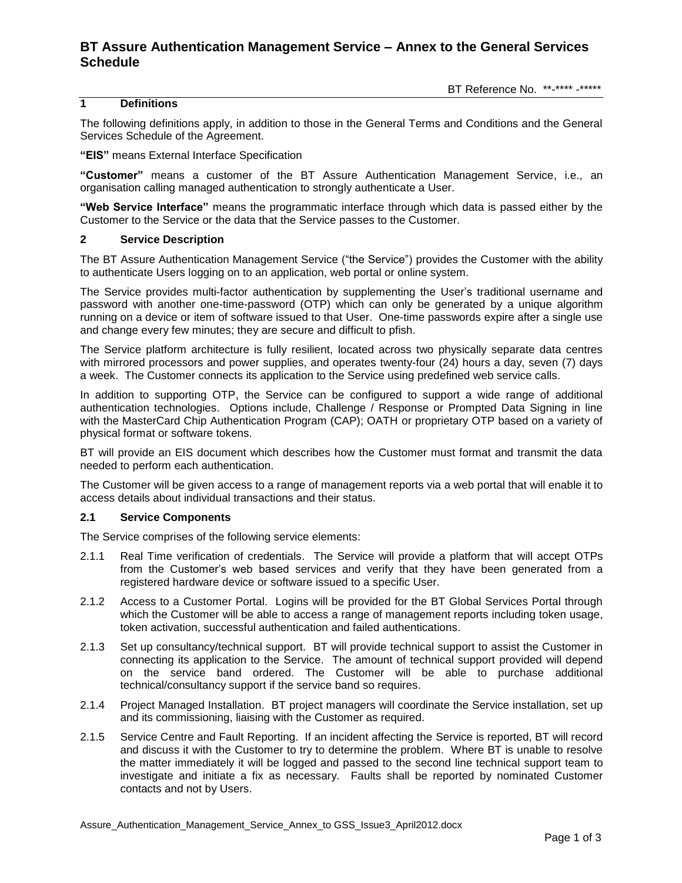# BT Assure Authentication Management Service – Annex to the General Services Schedule

BT Reference No. **-**** -*****

## 1 Definitions

The following definitions apply, in addition to those in the General Terms and Conditions and the General Services Schedule of the Agreement.

**"EIS"** means External Interface Specification

**"Customer"** means a customer of the BT Assure Authentication Management Service, i.e., an organisation calling managed authentication to strongly authenticate a User.

**"Web Service Interface"** means the programmatic interface through which data is passed either by the Customer to the Service or the data that the Service passes to the Customer.

## 2 Service Description

The BT Assure Authentication Management Service ("the Service") provides the Customer with the ability to authenticate Users logging on to an application, web portal or online system.

The Service provides multi-factor authentication by supplementing the User's traditional username and password with another one-time-password (OTP) which can only be generated by a unique algorithm running on a device or item of software issued to that User. One-time passwords expire after a single use and change every few minutes; they are secure and difficult to pfish.

The Service platform architecture is fully resilient, located across two physically separate data centres with mirrored processors and power supplies, and operates twenty-four (24) hours a day, seven (7) days a week. The Customer connects its application to the Service using predefined web service calls.

In addition to supporting OTP, the Service can be configured to support a wide range of additional authentication technologies. Options include, Challenge / Response or Prompted Data Signing in line with the MasterCard Chip Authentication Program (CAP); OATH or proprietary OTP based on a variety of physical format or software tokens.

BT will provide an EIS document which describes how the Customer must format and transmit the data needed to perform each authentication.

The Customer will be given access to a range of management reports via a web portal that will enable it to access details about individual transactions and their status.

### 2.1 Service Components

The Service comprises of the following service elements:

2.1.1 Real Time verification of credentials. The Service will provide a platform that will accept OTPs from the Customer's web based services and verify that they have been generated from a registered hardware device or software issued to a specific User.

2.1.2 Access to a Customer Portal. Logins will be provided for the BT Global Services Portal through which the Customer will be able to access a range of management reports including token usage, token activation, successful authentication and failed authentications.

2.1.3 Set up consultancy/technical support. BT will provide technical support to assist the Customer in connecting its application to the Service. The amount of technical support provided will depend on the service band ordered. The Customer will be able to purchase additional technical/consultancy support if the service band so requires.

2.1.4 Project Managed Installation. BT project managers will coordinate the Service installation, set up and its commissioning, liaising with the Customer as required.

2.1.5 Service Centre and Fault Reporting. If an incident affecting the Service is reported, BT will record and discuss it with the Customer to try to determine the problem. Where BT is unable to resolve the matter immediately it will be logged and passed to the second line technical support team to investigate and initiate a fix as necessary. Faults shall be reported by nominated Customer contacts and not by Users.

Assure_Authentication_Management_Service_Annex_to GSS_Issue3_April2012.docx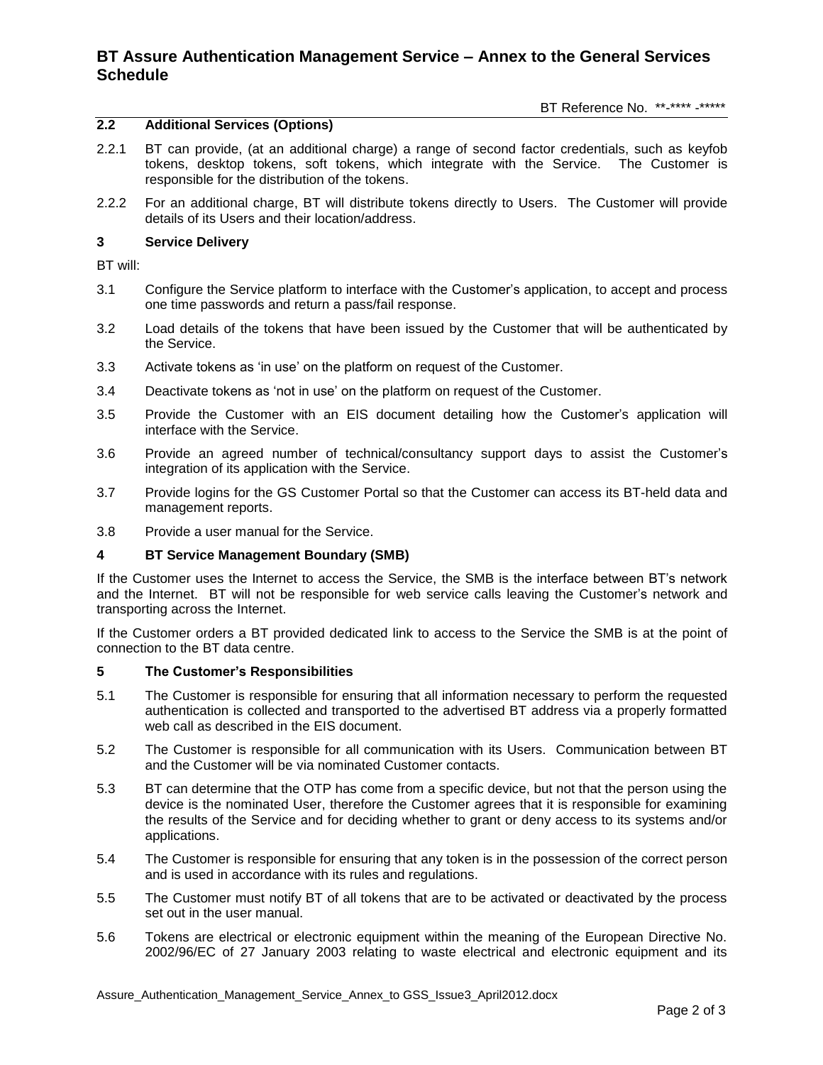### 2.2 Additional Services (Options)

2.2.1 BT can provide, (at an additional charge) a range of second factor credentials, such as keyfob tokens, desktop tokens, soft tokens, which integrate with the Service. The Customer is responsible for the distribution of the tokens.

2.2.2 For an additional charge, BT will distribute tokens directly to Users. The Customer will provide details of its Users and their location/address.

## 3 Service Delivery

BT will:

3.1 Configure the Service platform to interface with the Customer's application, to accept and process one time passwords and return a pass/fail response.

3.2 Load details of the tokens that have been issued by the Customer that will be authenticated by the Service.

3.3 Activate tokens as 'in use' on the platform on request of the Customer.

3.4 Deactivate tokens as 'not in use' on the platform on request of the Customer.

3.5 Provide the Customer with an EIS document detailing how the Customer's application will interface with the Service.

3.6 Provide an agreed number of technical/consultancy support days to assist the Customer's integration of its application with the Service.

3.7 Provide logins for the GS Customer Portal so that the Customer can access its BT-held data and management reports.

3.8 Provide a user manual for the Service.

## 4 BT Service Management Boundary (SMB)

If the Customer uses the Internet to access the Service, the SMB is the interface between BT's network and the Internet. BT will not be responsible for web service calls leaving the Customer's network and transporting across the Internet.

If the Customer orders a BT provided dedicated link to access to the Service the SMB is at the point of connection to the BT data centre.

## 5 The Customer's Responsibilities

5.1 The Customer is responsible for ensuring that all information necessary to perform the requested authentication is collected and transported to the advertised BT address via a properly formatted web call as described in the EIS document.

5.2 The Customer is responsible for all communication with its Users. Communication between BT and the Customer will be via nominated Customer contacts.

5.3 BT can determine that the OTP has come from a specific device, but not that the person using the device is the nominated User, therefore the Customer agrees that it is responsible for examining the results of the Service and for deciding whether to grant or deny access to its systems and/or applications.

5.4 The Customer is responsible for ensuring that any token is in the possession of the correct person and is used in accordance with its rules and regulations.

5.5 The Customer must notify BT of all tokens that are to be activated or deactivated by the process set out in the user manual.

5.6 Tokens are electrical or electronic equipment within the meaning of the European Directive No. 2002/96/EC of 27 January 2003 relating to waste electrical and electronic equipment and its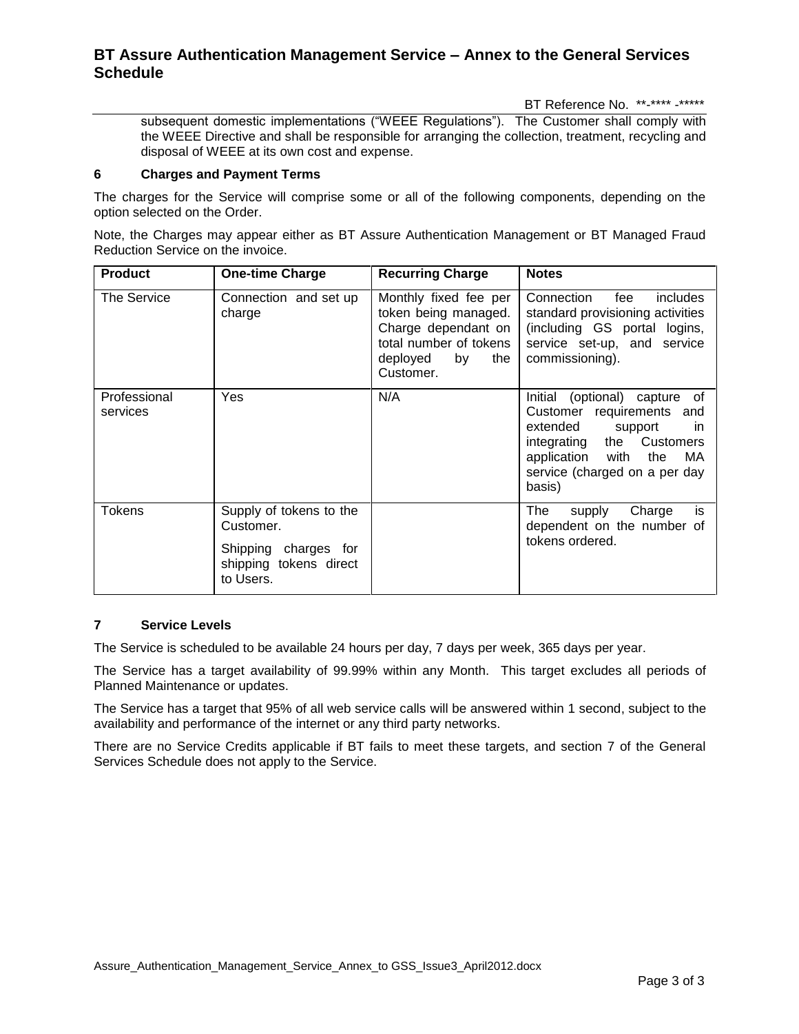subsequent domestic implementations ("WEEE Regulations"). The Customer shall comply with the WEEE Directive and shall be responsible for arranging the collection, treatment, recycling and disposal of WEEE at its own cost and expense.

## 6 Charges and Payment Terms

The charges for the Service will comprise some or all of the following components, depending on the option selected on the Order.

Note, the Charges may appear either as BT Assure Authentication Management or BT Managed Fraud Reduction Service on the invoice.

| Product | One-time Charge | Recurring Charge | Notes |
|---|---|---|---|
| The Service | Connection and set up charge | Monthly fixed fee per token being managed. Charge dependant on total number of tokens deployed by the Customer. | Connection fee includes standard provisioning activities (including GS portal logins, service set-up, and service commissioning). |
| Professional services | Yes | N/A | Initial (optional) capture of Customer requirements and extended support in integrating the Customers application with the MA service (charged on a per day basis) |
| Tokens | Supply of tokens to the Customer.<br><br>Shipping charges for shipping tokens direct to Users. | | The supply Charge is dependent on the number of tokens ordered. |

## 7 Service Levels

The Service is scheduled to be available 24 hours per day, 7 days per week, 365 days per year.

The Service has a target availability of 99.99% within any Month. This target excludes all periods of Planned Maintenance or updates.

The Service has a target that 95% of all web service calls will be answered within 1 second, subject to the availability and performance of the internet or any third party networks.

There are no Service Credits applicable if BT fails to meet these targets, and section 7 of the General Services Schedule does not apply to the Service.